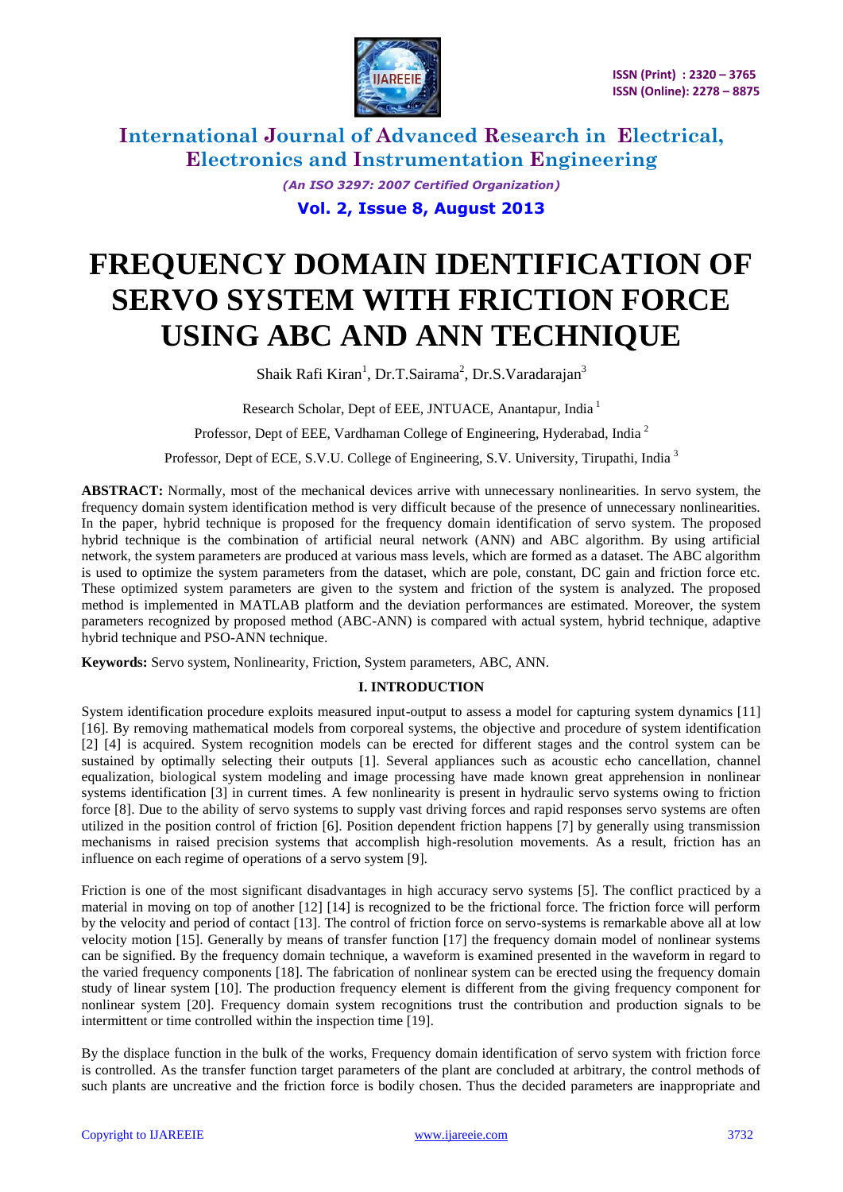# FREQUENCY DOMAIN IDENTIFICATION OF SERVO SYSTEM WITH FRICTION FORCE USING ABC AND ANN TECHNIQUE

Shaik Rafi Kiran[1], Dr.T.Sairama[2], Dr.S.Varadarajan[3]

Research Scholar, Dept of EEE, JNTUACE, Anantapur, India [1]

Professor, Dept of EEE, Vardhaman College of Engineering, Hyderabad, India [2]

Professor, Dept of ECE, S.V.U. College of Engineering, S.V. University, Tirupathi, India [3]

**ABSTRACT:** Normally, most of the mechanical devices arrive with unnecessary nonlinearities. In servo system, the frequency domain system identification method is very difficult because of the presence of unnecessary nonlinearities. In the paper, hybrid technique is proposed for the frequency domain identification of servo system. The proposed hybrid technique is the combination of artificial neural network (ANN) and ABC algorithm. By using artificial network, the system parameters are produced at various mass levels, which are formed as a dataset. The ABC algorithm is used to optimize the system parameters from the dataset, which are pole, constant, DC gain and friction force etc. These optimized system parameters are given to the system and friction of the system is analyzed. The proposed method is implemented in MATLAB platform and the deviation performances are estimated. Moreover, the system parameters recognized by proposed method (ABC-ANN) is compared with actual system, hybrid technique, adaptive hybrid technique and PSO-ANN technique.

**Keywords:** Servo system, Nonlinearity, Friction, System parameters, ABC, ANN.

## I. INTRODUCTION

System identification procedure exploits measured input-output to assess a model for capturing system dynamics [11] [16]. By removing mathematical models from corporeal systems, the objective and procedure of system identification [2] [4] is acquired. System recognition models can be erected for different stages and the control system can be sustained by optimally selecting their outputs [1]. Several appliances such as acoustic echo cancellation, channel equalization, biological system modeling and image processing have made known great apprehension in nonlinear systems identification [3] in current times. A few nonlinearity is present in hydraulic servo systems owing to friction force [8]. Due to the ability of servo systems to supply vast driving forces and rapid responses servo systems are often utilized in the position control of friction [6]. Position dependent friction happens [7] by generally using transmission mechanisms in raised precision systems that accomplish high-resolution movements. As a result, friction has an influence on each regime of operations of a servo system [9].

Friction is one of the most significant disadvantages in high accuracy servo systems [5]. The conflict practiced by a material in moving on top of another [12] [14] is recognized to be the frictional force. The friction force will perform by the velocity and period of contact [13]. The control of friction force on servo-systems is remarkable above all at low velocity motion [15]. Generally by means of transfer function [17] the frequency domain model of nonlinear systems can be signified. By the frequency domain technique, a waveform is examined presented in the waveform in regard to the varied frequency components [18]. The fabrication of nonlinear system can be erected using the frequency domain study of linear system [10]. The production frequency element is different from the giving frequency component for nonlinear system [20]. Frequency domain system recognitions trust the contribution and production signals to be intermittent or time controlled within the inspection time [19].

By the displace function in the bulk of the works, Frequency domain identification of servo system with friction force is controlled. As the transfer function target parameters of the plant are concluded at arbitrary, the control methods of such plants are uncreative and the friction force is bodily chosen. Thus the decided parameters are inappropriate and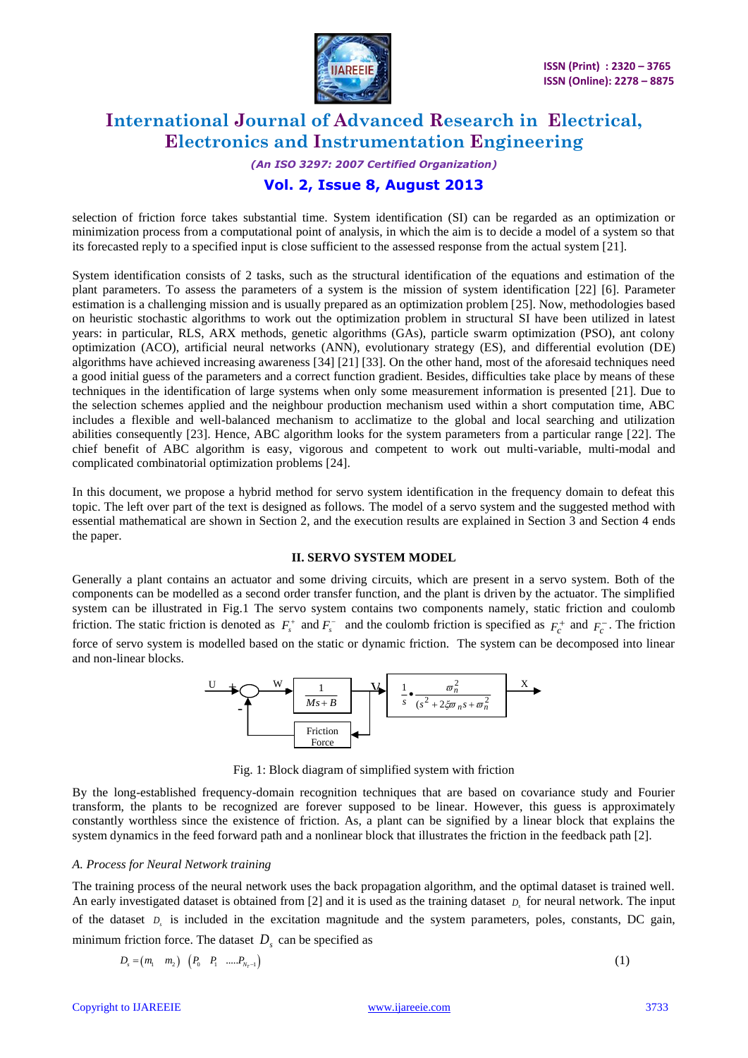selection of friction force takes substantial time. System identification (SI) can be regarded as an optimization or minimization process from a computational point of analysis, in which the aim is to decide a model of a system so that its forecasted reply to a specified input is close sufficient to the assessed response from the actual system [21].

System identification consists of 2 tasks, such as the structural identification of the equations and estimation of the plant parameters. To assess the parameters of a system is the mission of system identification [22] [6]. Parameter estimation is a challenging mission and is usually prepared as an optimization problem [25]. Now, methodologies based on heuristic stochastic algorithms to work out the optimization problem in structural SI have been utilized in latest years: in particular, RLS, ARX methods, genetic algorithms (GAs), particle swarm optimization (PSO), ant colony optimization (ACO), artificial neural networks (ANN), evolutionary strategy (ES), and differential evolution (DE) algorithms have achieved increasing awareness [34] [21] [33]. On the other hand, most of the aforesaid techniques need a good initial guess of the parameters and a correct function gradient. Besides, difficulties take place by means of these techniques in the identification of large systems when only some measurement information is presented [21]. Due to the selection schemes applied and the neighbour production mechanism used within a short computation time, ABC includes a flexible and well-balanced mechanism to acclimatize to the global and local searching and utilization abilities consequently [23]. Hence, ABC algorithm looks for the system parameters from a particular range [22]. The chief benefit of ABC algorithm is easy, vigorous and competent to work out multi-variable, multi-modal and complicated combinatorial optimization problems [24].

In this document, we propose a hybrid method for servo system identification in the frequency domain to defeat this topic. The left over part of the text is designed as follows. The model of a servo system and the suggested method with essential mathematical are shown in Section 2, and the execution results are explained in Section 3 and Section 4 ends the paper.

## II. SERVO SYSTEM MODEL

Generally a plant contains an actuator and some driving circuits, which are present in a servo system. Both of the components can be modelled as a second order transfer function, and the plant is driven by the actuator. The simplified system can be illustrated in Fig.1 The servo system contains two components namely, static friction and coulomb friction. The static friction is denoted as $F_s^+$ and $F_s^-$ and the coulomb friction is specified as $F_c^+$ and $F_c^-$. The friction force of servo system is modelled based on the static or dynamic friction. The system can be decomposed into linear and non-linear blocks.

Fig. 1: Block diagram of simplified system with friction

By the long-established frequency-domain recognition techniques that are based on covariance study and Fourier transform, the plants to be recognized are forever supposed to be linear. However, this guess is approximately constantly worthless since the existence of friction. As, a plant can be signified by a linear block that explains the system dynamics in the feed forward path and a nonlinear block that illustrates the friction in the feedback path [2].

### A. Process for Neural Network training

The training process of the neural network uses the back propagation algorithm, and the optimal dataset is trained well. An early investigated dataset is obtained from [2] and it is used as the training dataset $D_s$ for neural network. The input of the dataset $D_s$ is included in the excitation magnitude and the system parameters, poles, constants, DC gain, minimum friction force. The dataset $D_s$ can be specified as

$$D_s = \begin{pmatrix} m_1 & m_2 \end{pmatrix} \begin{pmatrix} P_0 & P_1 & \ldots P_{N_P-1} \end{pmatrix} \tag{1}$$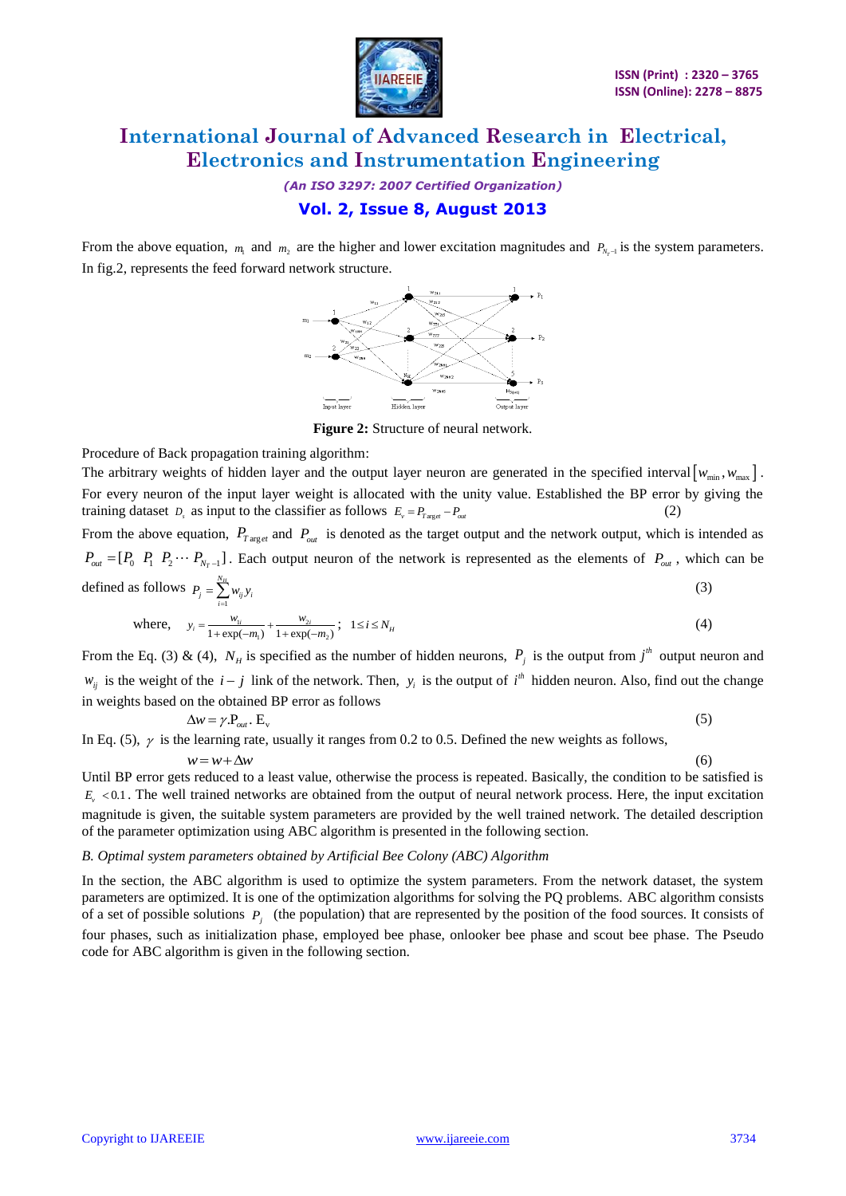From the above equation, $m_1$ and $m_2$ are the higher and lower excitation magnitudes and $P_{N_T-1}$ is the system parameters. In fig.2, represents the feed forward network structure.

**Figure 2:** Structure of neural network.

Procedure of Back propagation training algorithm:

The arbitrary weights of hidden layer and the output layer neuron are generated in the specified interval $[w_{\min}, w_{\max}]$. For every neuron of the input layer weight is allocated with the unity value. Established the BP error by giving the training dataset $D_s$ as input to the classifier as follows $E_v = P_{Target} - P_{out}$ (2)

From the above equation, $P_{Target}$ and $P_{out}$ is denoted as the target output and the network output, which is intended as $P_{out} = [P_0 \; P_1 \; P_2 \cdots P_{N_T-1}]$. Each output neuron of the network is represented as the elements of $P_{out}$, which can be defined as follows $P_j = \sum_{i=1}^{N_H} w_{ij} y_i$ (3)

where, $y_i = \dfrac{w_{1i}}{1+\exp(-m_1)} + \dfrac{w_{2i}}{1+\exp(-m_2)}; \quad 1 \le i \le N_H$ (4)

From the Eq. (3) & (4), $N_H$ is specified as the number of hidden neurons, $P_j$ is the output from $j^{th}$ output neuron and $w_{ij}$ is the weight of the $i-j$ link of the network. Then, $y_i$ is the output of $i^{th}$ hidden neuron. Also, find out the change in weights based on the obtained BP error as follows

$$\Delta w = \gamma . P_{out} . E_v \tag{5}$$

In Eq. (5), $\gamma$ is the learning rate, usually it ranges from 0.2 to 0.5. Defined the new weights as follows,

$$w = w + \Delta w \tag{6}$$

Until BP error gets reduced to a least value, otherwise the process is repeated. Basically, the condition to be satisfied is $E_v < 0.1$. The well trained networks are obtained from the output of neural network process. Here, the input excitation magnitude is given, the suitable system parameters are provided by the well trained network. The detailed description of the parameter optimization using ABC algorithm is presented in the following section.

*B. Optimal system parameters obtained by Artificial Bee Colony (ABC) Algorithm*

In the section, the ABC algorithm is used to optimize the system parameters. From the network dataset, the system parameters are optimized. It is one of the optimization algorithms for solving the PQ problems. ABC algorithm consists of a set of possible solutions $P_j$ (the population) that are represented by the position of the food sources. It consists of four phases, such as initialization phase, employed bee phase, onlooker bee phase and scout bee phase. The Pseudo code for ABC algorithm is given in the following section.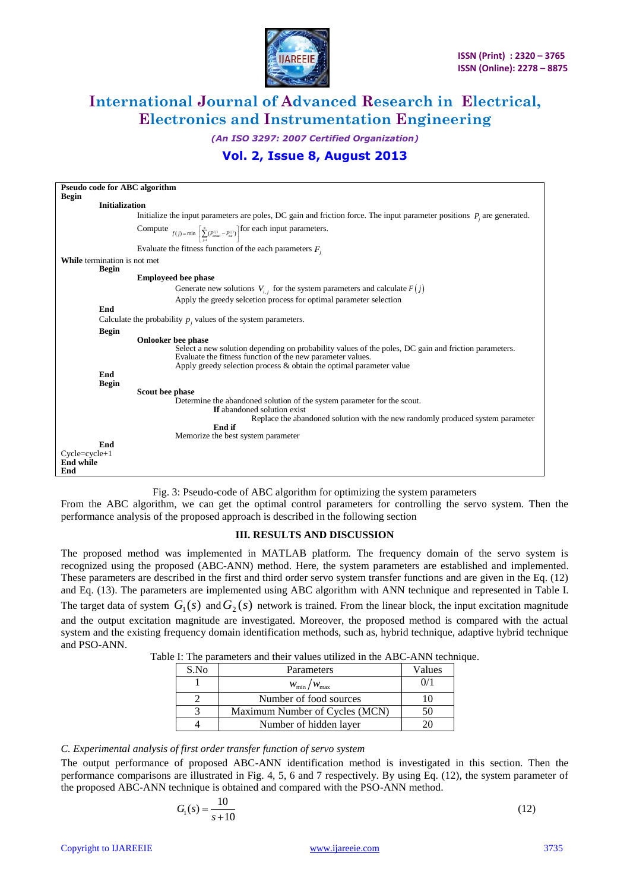```
Pseudo code for ABC algorithm
Begin
        Initialization
                Initialize the input parameters are poles, DC gain and friction force. The input parameter positions P_j are generated.
                Compute f(j) = min [ Σ_{j=1}^{N} (P_actual^(j) − P_out^(j)) ] for each input parameters.
                Evaluate the fitness function of the each parameters F_j
While termination is not met
        Begin
                Employeed bee phase
                        Generate new solutions V_{i,j} for the system parameters and calculate F(j)
                        Apply the greedy selcetion process for optimal parameter selection
        End
        Calculate the probability p_j values of the system parameters.
        Begin
                Onlooker bee phase
                        Select a new solution depending on probability values of the poles, DC gain and friction parameters.
                        Evaluate the fitness function of the new parameter values.
                        Apply greedy selection process & obtain the optimal parameter value
        End
        Begin
                Scout bee phase
                        Determine the abandoned solution of the system parameter for the scout.
                                If abandoned solution exist
                                        Replace the abandoned solution with the new randomly produced system parameter
                                End if
                        Memorize the best system parameter
        End
Cycle=cycle+1
End while
End
```

Fig. 3: Pseudo-code of ABC algorithm for optimizing the system parameters

From the ABC algorithm, we can get the optimal control parameters for controlling the servo system. Then the performance analysis of the proposed approach is described in the following section

## III. RESULTS AND DISCUSSION

The proposed method was implemented in MATLAB platform. The frequency domain of the servo system is recognized using the proposed (ABC-ANN) method. Here, the system parameters are established and implemented. These parameters are described in the first and third order servo system transfer functions and are given in the Eq. (12) and Eq. (13). The parameters are implemented using ABC algorithm with ANN technique and represented in Table I. The target data of system $G_1(s)$ and $G_2(s)$ network is trained. From the linear block, the input excitation magnitude and the output excitation magnitude are investigated. Moreover, the proposed method is compared with the actual system and the existing frequency domain identification methods, such as, hybrid technique, adaptive hybrid technique and PSO-ANN.

Table I: The parameters and their values utilized in the ABC-ANN technique.

| S.No | Parameters | Values |
|---|---|---|
| 1 | $w_{\min} / w_{\max}$ | 0/1 |
| 2 | Number of food sources | 10 |
| 3 | Maximum Number of Cycles (MCN) | 50 |
| 4 | Number of hidden layer | 20 |

*C. Experimental analysis of first order transfer function of servo system*

The output performance of proposed ABC-ANN identification method is investigated in this section. Then the performance comparisons are illustrated in Fig. 4, 5, 6 and 7 respectively. By using Eq. (12), the system parameter of the proposed ABC-ANN technique is obtained and compared with the PSO-ANN method.

$$G_1(s) = \frac{10}{s+10} \tag{12}$$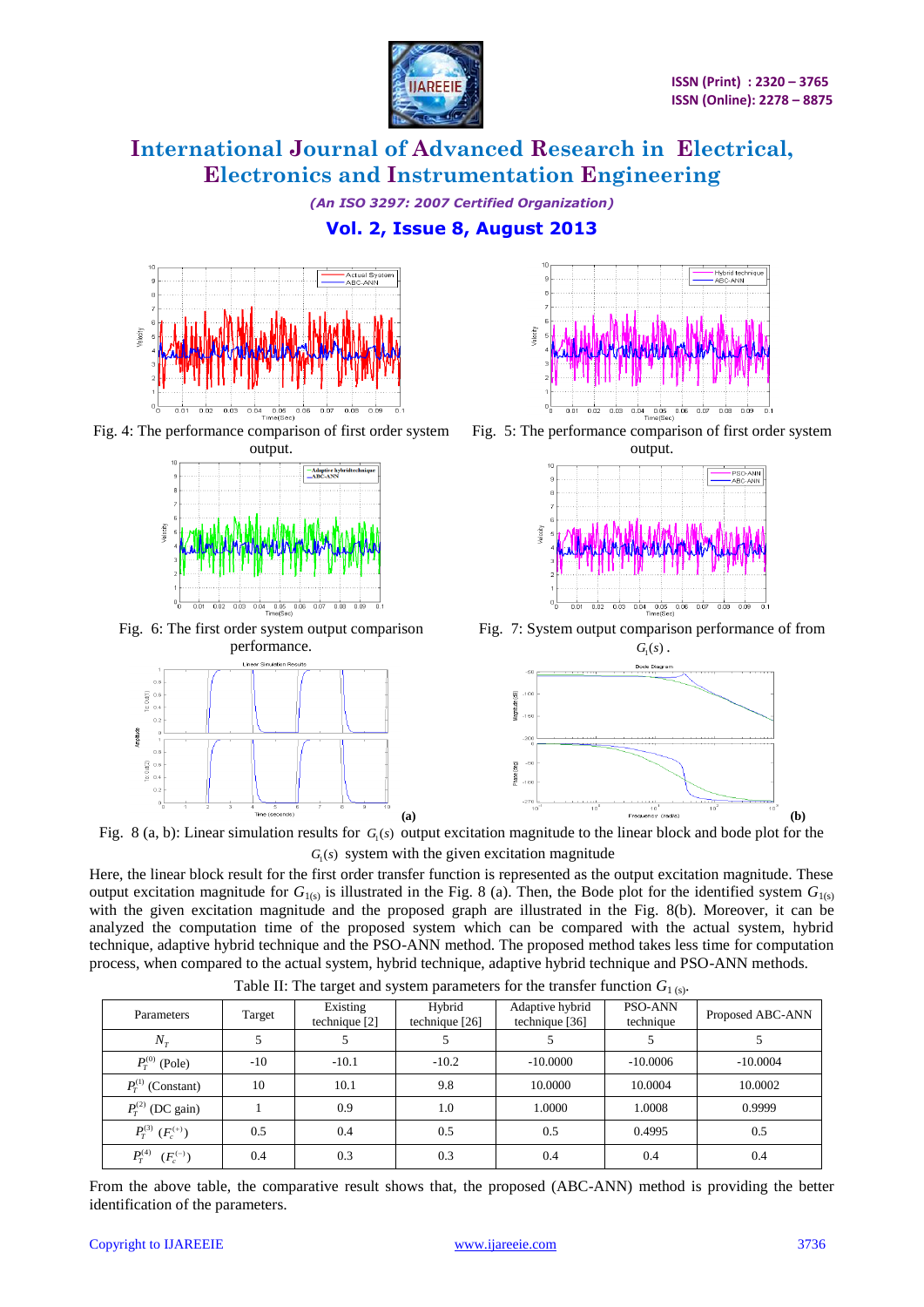Fig. 4: The performance comparison of first order system output.

Fig. 5: The performance comparison of first order system output.

Fig. 6: The first order system output comparison performance.

Fig. 7: System output comparison performance of from $G_1(s)$.

Fig. 8 (a, b): Linear simulation results for $G_1(s)$ output excitation magnitude to the linear block and bode plot for the $G_1(s)$ system with the given excitation magnitude

Here, the linear block result for the first order transfer function is represented as the output excitation magnitude. These output excitation magnitude for $G_{1(s)}$ is illustrated in the Fig. 8 (a). Then, the Bode plot for the identified system $G_{1(s)}$ with the given excitation magnitude and the proposed graph are illustrated in the Fig. 8(b). Moreover, it can be analyzed the computation time of the proposed system which can be compared with the actual system, hybrid technique, adaptive hybrid technique and the PSO-ANN method. The proposed method takes less time for computation process, when compared to the actual system, hybrid technique, adaptive hybrid technique and PSO-ANN methods.

Table II: The target and system parameters for the transfer function $G_{1\,(s)}$.

| Parameters | Target | Existing technique [2] | Hybrid technique [26] | Adaptive hybrid technique [36] | PSO-ANN technique | Proposed ABC-ANN |
|---|---|---|---|---|---|---|
| $N_T$ | 5 | 5 | 5 | 5 | 5 | 5 |
| $P_T^{(0)}$ (Pole) | -10 | -10.1 | -10.2 | -10.0000 | -10.0006 | -10.0004 |
| $P_T^{(1)}$ (Constant) | 10 | 10.1 | 9.8 | 10.0000 | 10.0004 | 10.0002 |
| $P_T^{(2)}$ (DC gain) | 1 | 0.9 | 1.0 | 1.0000 | 1.0008 | 0.9999 |
| $P_T^{(3)}$ $(F_c^{(+)})$ | 0.5 | 0.4 | 0.5 | 0.5 | 0.4995 | 0.5 |
| $P_T^{(4)}$ $(F_c^{(-)})$ | 0.4 | 0.3 | 0.3 | 0.4 | 0.4 | 0.4 |

From the above table, the comparative result shows that, the proposed (ABC-ANN) method is providing the better identification of the parameters.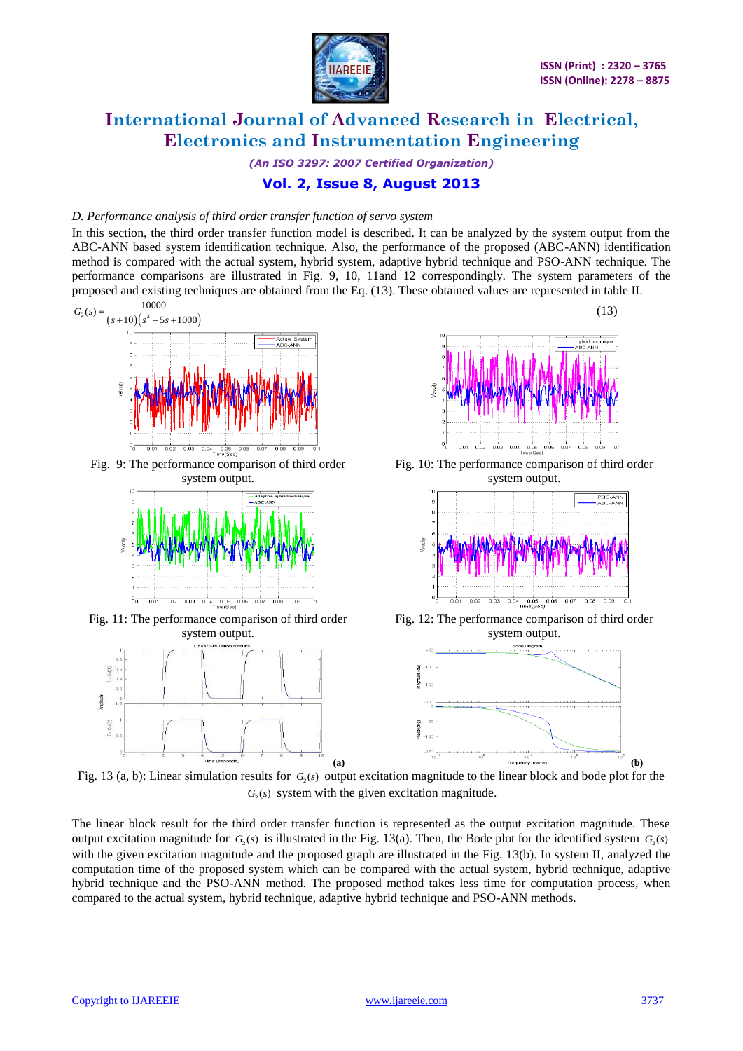*D. Performance analysis of third order transfer function of servo system*

In this section, the third order transfer function model is described. It can be analyzed by the system output from the ABC-ANN based system identification technique. Also, the performance of the proposed (ABC-ANN) identification method is compared with the actual system, hybrid system, adaptive hybrid technique and PSO-ANN technique. The performance comparisons are illustrated in Fig. 9, 10, 11and 12 correspondingly. The system parameters of the proposed and existing techniques are obtained from the Eq. (13). These obtained values are represented in table II.

$$G_2(s) = \frac{10000}{(s+10)(s^2+5s+1000)} \quad (13)$$

Fig. 9: The performance comparison of third order system output.

Fig. 10: The performance comparison of third order system output.

Fig. 11: The performance comparison of third order system output.

Fig. 12: The performance comparison of third order system output.

Fig. 13 (a, b): Linear simulation results for $G_2(s)$ output excitation magnitude to the linear block and bode plot for the $G_2(s)$ system with the given excitation magnitude.

The linear block result for the third order transfer function is represented as the output excitation magnitude. These output excitation magnitude for $G_2(s)$ is illustrated in the Fig. 13(a). Then, the Bode plot for the identified system $G_2(s)$ with the given excitation magnitude and the proposed graph are illustrated in the Fig. 13(b). In system II, analyzed the computation time of the proposed system which can be compared with the actual system, hybrid technique, adaptive hybrid technique and the PSO-ANN method. The proposed method takes less time for computation process, when compared to the actual system, hybrid technique, adaptive hybrid technique and PSO-ANN methods.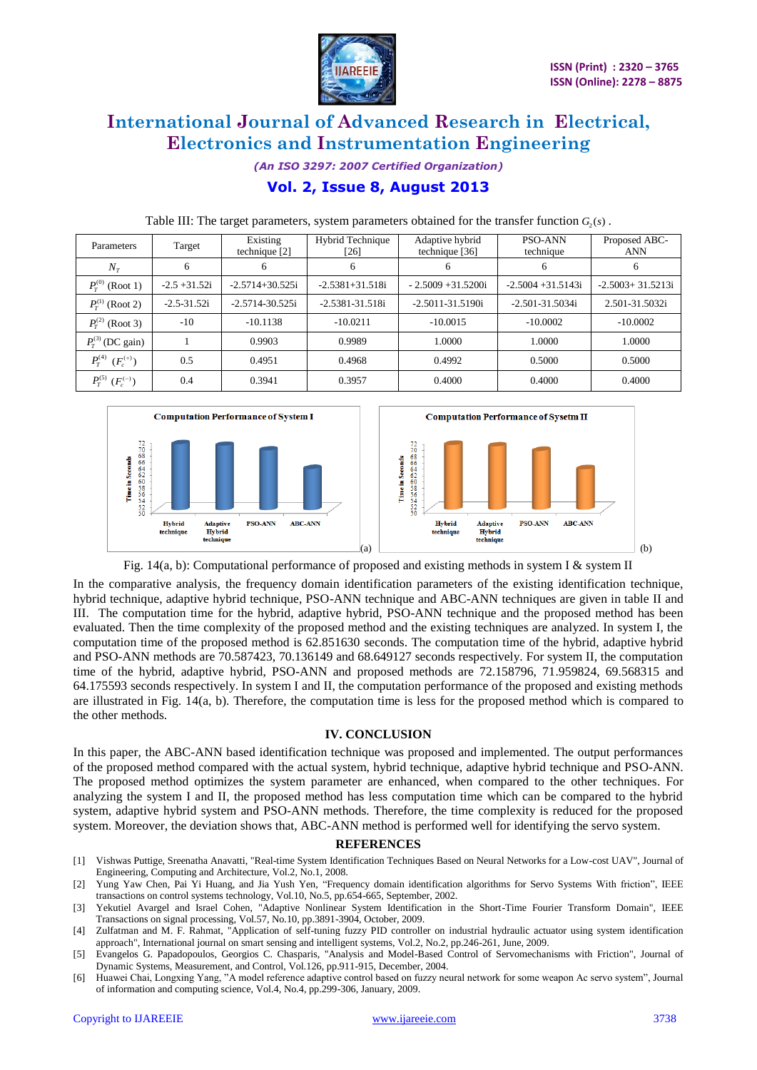Table III: The target parameters, system parameters obtained for the transfer function $G_2(s)$.

| Parameters | Target | Existing technique [2] | Hybrid Technique [26] | Adaptive hybrid technique [36] | PSO-ANN technique | Proposed ABC-ANN |
|---|---|---|---|---|---|---|
| $N_T$ | 6 | 6 | 6 | 6 | 6 | 6 |
| $P_T^{(0)}$ (Root 1) | -2.5 +31.52i | -2.5714+30.525i | -2.5381+31.518i | - 2.5009 +31.5200i | -2.5004 +31.5143i | -2.5003+ 31.5213i |
| $P_T^{(1)}$ (Root 2) | -2.5-31.52i | -2.5714-30.525i | -2.5381-31.518i | -2.5011-31.5190i | -2.501-31.5034i | 2.501-31.5032i |
| $P_T^{(2)}$ (Root 3) | -10 | -10.1138 | -10.0211 | -10.0015 | -10.0002 | -10.0002 |
| $P_T^{(3)}$ (DC gain) | 1 | 0.9903 | 0.9989 | 1.0000 | 1.0000 | 1.0000 |
| $P_T^{(4)}$ $(F_c^{(+)})$ | 0.5 | 0.4951 | 0.4968 | 0.4992 | 0.5000 | 0.5000 |
| $P_T^{(5)}$ $(F_c^{(-)})$ | 0.4 | 0.3941 | 0.3957 | 0.4000 | 0.4000 | 0.4000 |

Fig. 14(a, b): Computational performance of proposed and existing methods in system I & system II

In the comparative analysis, the frequency domain identification parameters of the existing identification technique, hybrid technique, adaptive hybrid technique, PSO-ANN technique and ABC-ANN techniques are given in table II and III. The computation time for the hybrid, adaptive hybrid, PSO-ANN technique and the proposed method has been evaluated. Then the time complexity of the proposed method and the existing techniques are analyzed. In system I, the computation time of the proposed method is 62.851630 seconds. The computation time of the hybrid, adaptive hybrid and PSO-ANN methods are 70.587423, 70.136149 and 68.649127 seconds respectively. For system II, the computation time of the hybrid, adaptive hybrid, PSO-ANN and proposed methods are 72.158796, 71.959824, 69.568315 and 64.175593 seconds respectively. In system I and II, the computation performance of the proposed and existing methods are illustrated in Fig. 14(a, b). Therefore, the computation time is less for the proposed method which is compared to the other methods.

## IV. CONCLUSION

In this paper, the ABC-ANN based identification technique was proposed and implemented. The output performances of the proposed method compared with the actual system, hybrid technique, adaptive hybrid technique and PSO-ANN. The proposed method optimizes the system parameter are enhanced, when compared to the other techniques. For analyzing the system I and II, the proposed method has less computation time which is can be compared to the hybrid system, adaptive hybrid system and PSO-ANN methods. Therefore, the time complexity is reduced for the proposed system. Moreover, the deviation shows that, ABC-ANN method is performed well for identifying the servo system.

## REFERENCES

[1] Vishwas Puttige, Sreenatha Anavatti, "Real-time System Identification Techniques Based on Neural Networks for a Low-cost UAV", Journal of Engineering, Computing and Architecture, Vol.2, No.1, 2008.

[2] Yung Yaw Chen, Pai Yi Huang, and Jia Yush Yen, "Frequency domain identification algorithms for Servo Systems With friction", IEEE transactions on control systems technology, Vol.10, No.5, pp.654-665, September, 2002.

[3] Yekutiel Avargel and Israel Cohen, "Adaptive Nonlinear System Identification in the Short-Time Fourier Transform Domain", IEEE Transactions on Signal Processing, Vol.57, No.10, pp.3891-3904, October, 2009.

[4] Zulfatman and M. F. Rahmat, "Application of self-tuning fuzzy PID controller on industrial hydraulic actuator using system identification approach", International journal on smart sensing and intelligent systems, Vol.2, No.2, pp.246-261, June, 2009.

[5] Evangelos G. Papadopoulos, Georgios C. Chasparis, "Analysis and Model-Based Control of Servomechanisms with Friction", Journal of Dynamic Systems, Measurement, and Control, Vol.126, pp.911-915, December, 2004.

[6] Huawei Chai, Longxing Yang, "A model reference adaptive control based on fuzzy neural network for some weapon Ac servo system", Journal of information and computing science, Vol.4, No.4, pp.299-306, January, 2009.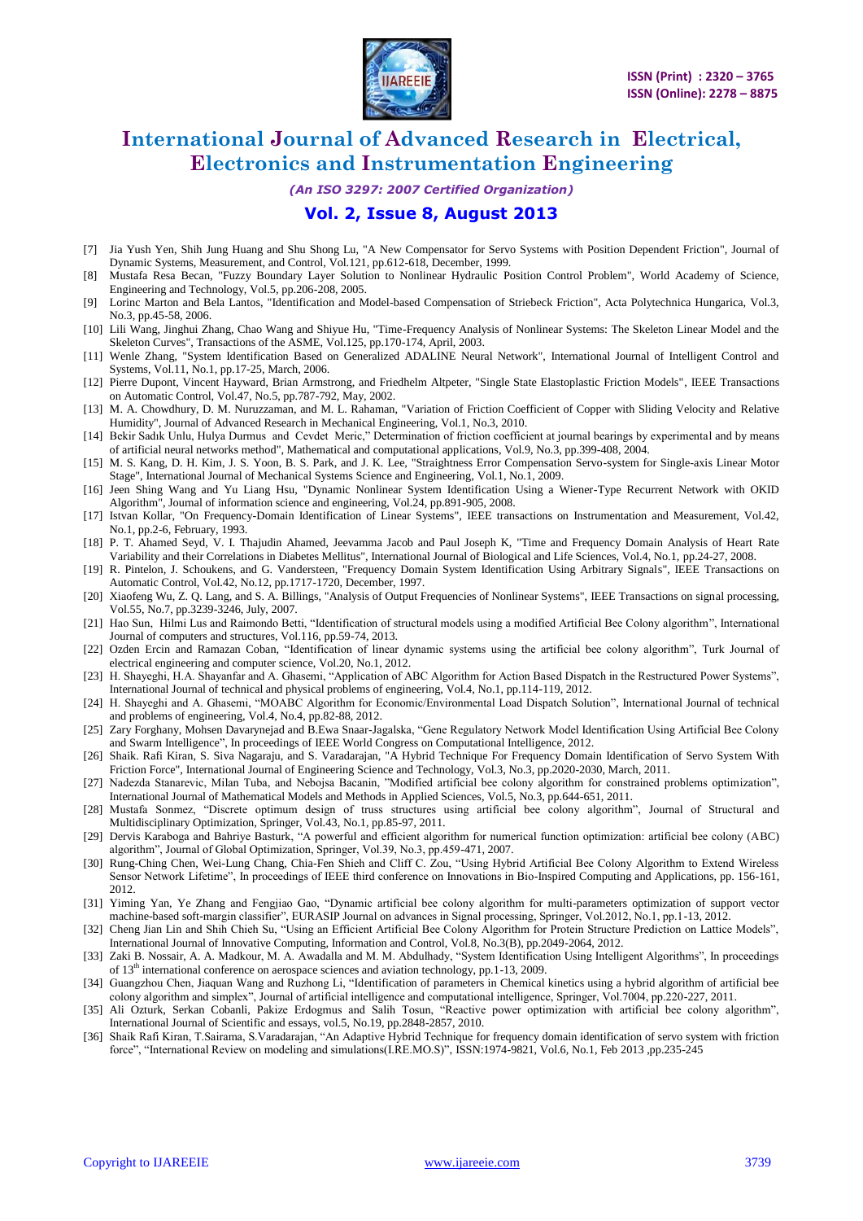[7] Jia Yush Yen, Shih Jung Huang and Shu Shong Lu, "A New Compensator for Servo Systems with Position Dependent Friction", Journal of Dynamic Systems, Measurement, and Control, Vol.121, pp.612-618, December, 1999.

[8] Mustafa Resa Becan, "Fuzzy Boundary Layer Solution to Nonlinear Hydraulic Position Control Problem", World Academy of Science, Engineering and Technology, Vol.5, pp.206-208, 2005.

[9] Lorinc Marton and Bela Lantos, "Identification and Model-based Compensation of Striebeck Friction", Acta Polytechnica Hungarica, Vol.3, No.3, pp.45-58, 2006.

[10] Lili Wang, Jinghui Zhang, Chao Wang and Shiyue Hu, "Time-Frequency Analysis of Nonlinear Systems: The Skeleton Linear Model and the Skeleton Curves", Transactions of the ASME, Vol.125, pp.170-174, April, 2003.

[11] Wenle Zhang, "System Identification Based on Generalized ADALINE Neural Network", International Journal of Intelligent Control and Systems, Vol.11, No.1, pp.17-25, March, 2006.

[12] Pierre Dupont, Vincent Hayward, Brian Armstrong, and Friedhelm Altpeter, "Single State Elastoplastic Friction Models", IEEE Transactions on Automatic Control, Vol.47, No.5, pp.787-792, May, 2002.

[13] M. A. Chowdhury, D. M. Nuruzzaman, and M. L. Rahaman, "Variation of Friction Coefficient of Copper with Sliding Velocity and Relative Humidity", Journal of Advanced Research in Mechanical Engineering, Vol.1, No.3, 2010.

[14] Bekir Sadık Unlu, Hulya Durmus and Cevdet Meric," Determination of friction coefficient at journal bearings by experimental and by means of artificial neural networks method", Mathematical and computational applications, Vol.9, No.3, pp.399-408, 2004.

[15] M. S. Kang, D. H. Kim, J. S. Yoon, B. S. Park, and J. K. Lee, "Straightness Error Compensation Servo-system for Single-axis Linear Motor Stage", International Journal of Mechanical Systems Science and Engineering, Vol.1, No.1, 2009.

[16] Jeen Shing Wang and Yu Liang Hsu, "Dynamic Nonlinear System Identification Using a Wiener-Type Recurrent Network with OKID Algorithm", Journal of information science and engineering, Vol.24, pp.891-905, 2008.

[17] Istvan Kollar, "On Frequency-Domain Identification of Linear Systems", IEEE transactions on Instrumentation and Measurement, Vol.42, No.1, pp.2-6, February, 1993.

[18] P. T. Ahamed Seyd, V. I. Thajudin Ahamed, Jeevamma Jacob and Paul Joseph K, "Time and Frequency Domain Analysis of Heart Rate Variability and their Correlations in Diabetes Mellitus", International Journal of Biological and Life Sciences, Vol.4, No.1, pp.24-27, 2008.

[19] R. Pintelon, J. Schoukens, and G. Vandersteen, "Frequency Domain System Identification Using Arbitrary Signals", IEEE Transactions on Automatic Control, Vol.42, No.12, pp.1717-1720, December, 1997.

[20] Xiaofeng Wu, Z. Q. Lang, and S. A. Billings, "Analysis of Output Frequencies of Nonlinear Systems", IEEE Transactions on signal processing, Vol.55, No.7, pp.3239-3246, July, 2007.

[21] Hao Sun, Hilmi Lus and Raimondo Betti, "Identification of structural models using a modified Artificial Bee Colony algorithm", International Journal of computers and structures, Vol.116, pp.59-74, 2013.

[22] Ozden Ercin and Ramazan Coban, "Identification of linear dynamic systems using the artificial bee colony algorithm", Turk Journal of electrical engineering and computer science, Vol.20, No.1, 2012.

[23] H. Shayeghi, H.A. Shayanfar and A. Ghasemi, "Application of ABC Algorithm for Action Based Dispatch in the Restructured Power Systems", International Journal of technical and physical problems of engineering, Vol.4, No.1, pp.114-119, 2012.

[24] H. Shayeghi and A. Ghasemi, "MOABC Algorithm for Economic/Environmental Load Dispatch Solution", International Journal of technical and problems of engineering, Vol.4, No.4, pp.82-88, 2012.

[25] Zary Forghany, Mohsen Davarynejad and B.Ewa Snaar-Jagalska, "Gene Regulatory Network Model Identification Using Artificial Bee Colony and Swarm Intelligence", In proceedings of IEEE World Congress on Computational Intelligence, 2012.

[26] Shaik. Rafi Kiran, S. Siva Nagaraju, and S. Varadarajan, "A Hybrid Technique For Frequency Domain Identification of Servo System With Friction Force", International Journal of Engineering Science and Technology, Vol.3, No.3, pp.2020-2030, March, 2011.

[27] Nadezda Stanarevic, Milan Tuba, and Nebojsa Bacanin, "Modified artificial bee colony algorithm for constrained problems optimization", International Journal of Mathematical Models and Methods in Applied Sciences, Vol.5, No.3, pp.644-651, 2011.

[28] Mustafa Sonmez, "Discrete optimum design of truss structures using artificial bee colony algorithm", Journal of Structural and Multidisciplinary Optimization, Springer, Vol.43, No.1, pp.85-97, 2011.

[29] Dervis Karaboga and Bahriye Basturk, "A powerful and efficient algorithm for numerical function optimization: artificial bee colony (ABC) algorithm", Journal of Global Optimization, Springer, Vol.39, No.3, pp.459-471, 2007.

[30] Rung-Ching Chen, Wei-Lung Chang, Chia-Fen Shieh and Cliff C. Zou, "Using Hybrid Artificial Bee Colony Algorithm to Extend Wireless Sensor Network Lifetime", In proceedings of IEEE third conference on Innovations in Bio-Inspired Computing and Applications, pp. 156-161, 2012.

[31] Yiming Yan, Ye Zhang and Fengjiao Gao, "Dynamic artificial bee colony algorithm for multi-parameters optimization of support vector machine-based soft-margin classifier", EURASIP Journal on advances in Signal processing, Springer, Vol.2012, No.1, pp.1-13, 2012.

[32] Cheng Jian Lin and Shih Chieh Su, "Using an Efficient Artificial Bee Colony Algorithm for Protein Structure Prediction on Lattice Models", International Journal of Innovative Computing, Information and Control, Vol.8, No.3(B), pp.2049-2064, 2012.

[33] Zaki B. Nossair, A. A. Madkour, M. A. Awadalla and M. M. Abdulhady, "System Identification Using Intelligent Algorithms", In proceedings of 13th international conference on aerospace sciences and aviation technology, pp.1-13, 2009.

[34] Guangzhou Chen, Jiaquan Wang and Ruzhong Li, "Identification of parameters in Chemical kinetics using a hybrid algorithm of artificial bee colony algorithm and simplex", Journal of artificial intelligence and computational intelligence, Springer, Vol.7004, pp.220-227, 2011.

[35] Ali Ozturk, Serkan Cobanli, Pakize Erdogmus and Salih Tosun, "Reactive power optimization with artificial bee colony algorithm", International Journal of Scientific and essays, vol.5, No.19, pp.2848-2857, 2010.

[36] Shaik Rafi Kiran, T.Sairama, S.Varadarajan, "An Adaptive Hybrid Technique for frequency domain identification of servo system with friction force", "International Review on modeling and simulations(I.RE.MO.S)", ISSN:1974-9821, Vol.6, No.1, Feb 2013 ,pp.235-245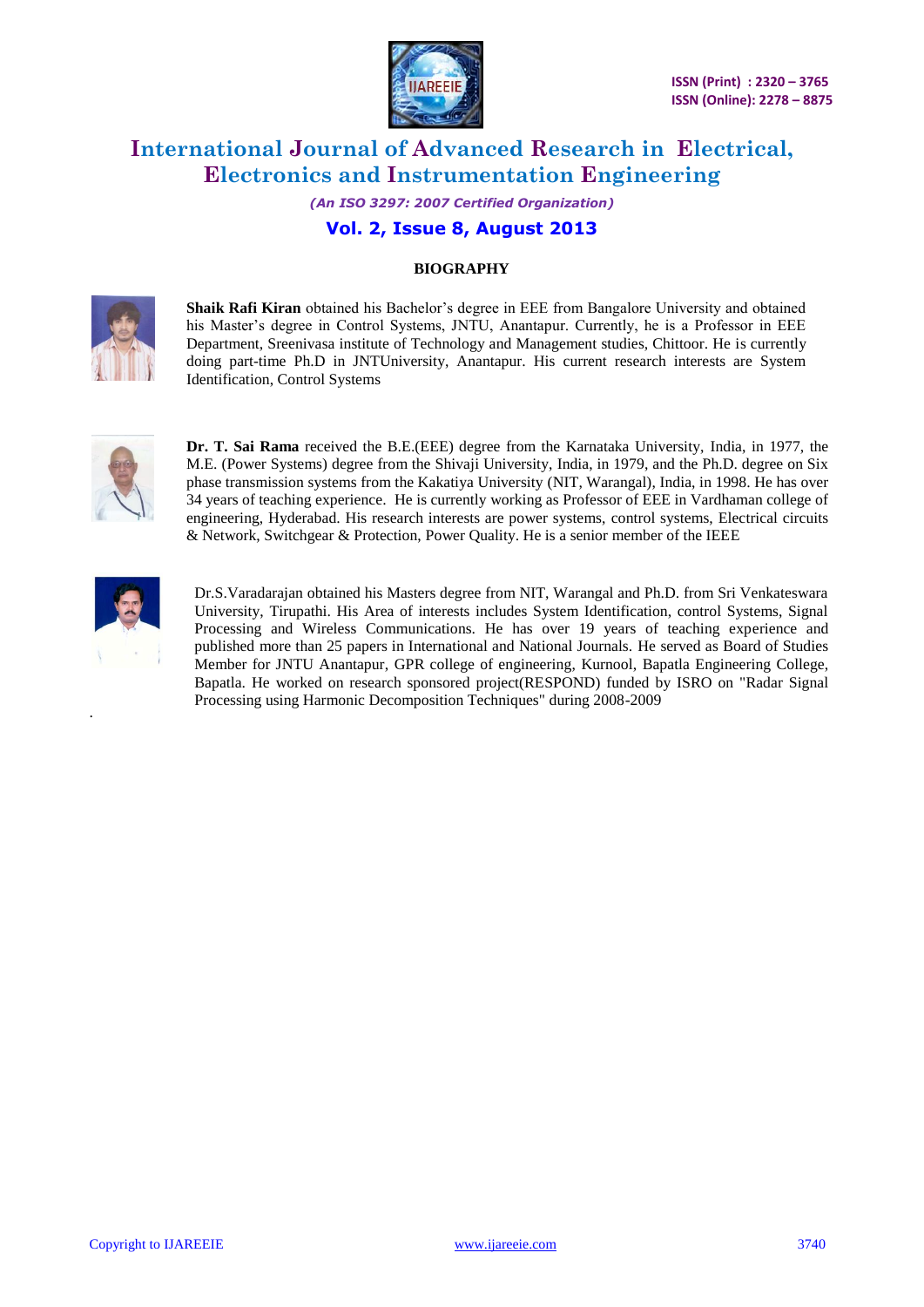**BIOGRAPHY**

**Shaik Rafi Kiran** obtained his Bachelor's degree in EEE from Bangalore University and obtained his Master's degree in Control Systems, JNTU, Anantapur. Currently, he is a Professor in EEE Department, Sreenivasa institute of Technology and Management studies, Chittoor. He is currently doing part-time Ph.D in JNTUniversity, Anantapur. His current research interests are System Identification, Control Systems

**Dr. T. Sai Rama** received the B.E.(EEE) degree from the Karnataka University, India, in 1977, the M.E. (Power Systems) degree from the Shivaji University, India, in 1979, and the Ph.D. degree on Six phase transmission systems from the Kakatiya University (NIT, Warangal), India, in 1998. He has over 34 years of teaching experience. He is currently working as Professor of EEE in Vardhaman college of engineering, Hyderabad. His research interests are power systems, control systems, Electrical circuits & Network, Switchgear & Protection, Power Quality. He is a senior member of the IEEE

Dr.S.Varadarajan obtained his Masters degree from NIT, Warangal and Ph.D. from Sri Venkateswara University, Tirupathi. His Area of interests includes System Identification, control Systems, Signal Processing and Wireless Communications. He has over 19 years of teaching experience and published more than 25 papers in International and National Journals. He served as Board of Studies Member for JNTU Anantapur, GPR college of engineering, Kurnool, Bapatla Engineering College, Bapatla. He worked on research sponsored project(RESPOND) funded by ISRO on "Radar Signal Processing using Harmonic Decomposition Techniques" during 2008-2009